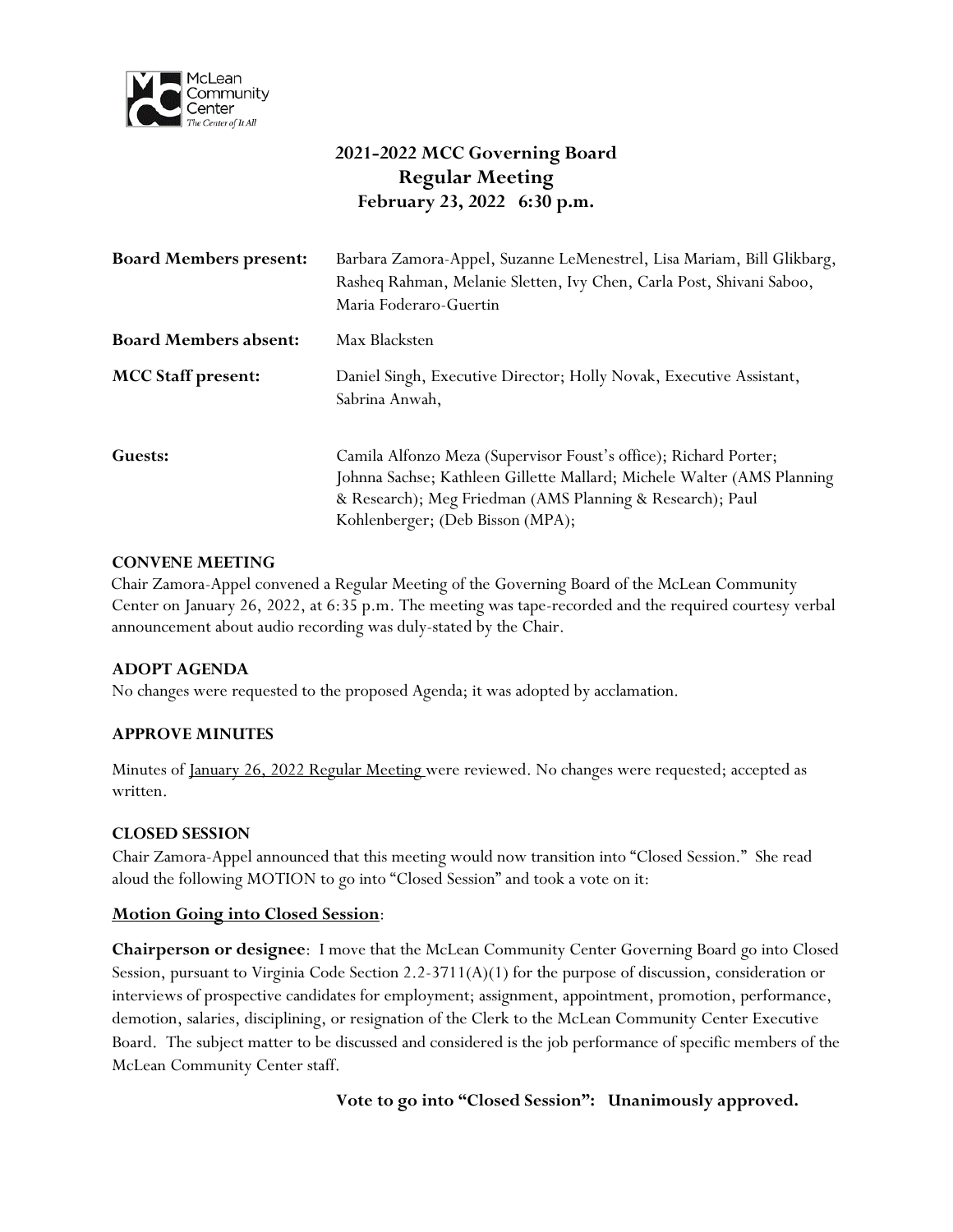# 2021-2022 MCC Governing Board
## Regular Meeting
### February 23, 2022 6:30 p.m.

| | |
|---|---|
| **Board Members present:** | Barbara Zamora-Appel, Suzanne LeMenestrel, Lisa Mariam, Bill Glikbarg, Rasheq Rahman, Melanie Sletten, Ivy Chen, Carla Post, Shivani Saboo, Maria Foderaro-Guertin |
| **Board Members absent:** | Max Blacksten |
| **MCC Staff present:** | Daniel Singh, Executive Director; Holly Novak, Executive Assistant, Sabrina Anwah, |
| **Guests:** | Camila Alfonzo Meza (Supervisor Foust's office); Richard Porter; Johnna Sachse; Kathleen Gillette Mallard; Michele Walter (AMS Planning & Research); Meg Friedman (AMS Planning & Research); Paul Kohlenberger; (Deb Bisson (MPA); |

**CONVENE MEETING**

Chair Zamora-Appel convened a Regular Meeting of the Governing Board of the McLean Community Center on January 26, 2022, at 6:35 p.m. The meeting was tape-recorded and the required courtesy verbal announcement about audio recording was duly-stated by the Chair.

**ADOPT AGENDA**

No changes were requested to the proposed Agenda; it was adopted by acclamation.

**APPROVE MINUTES**

Minutes of January 26, 2022 Regular Meeting were reviewed. No changes were requested; accepted as written.

**CLOSED SESSION**

Chair Zamora-Appel announced that this meeting would now transition into "Closed Session." She read aloud the following MOTION to go into "Closed Session" and took a vote on it:

**Motion Going into Closed Session**:

**Chairperson or designee**: I move that the McLean Community Center Governing Board go into Closed Session, pursuant to Virginia Code Section 2.2-3711(A)(1) for the purpose of discussion, consideration or interviews of prospective candidates for employment; assignment, appointment, promotion, performance, demotion, salaries, disciplining, or resignation of the Clerk to the McLean Community Center Executive Board. The subject matter to be discussed and considered is the job performance of specific members of the McLean Community Center staff.

**Vote to go into "Closed Session": Unanimously approved.**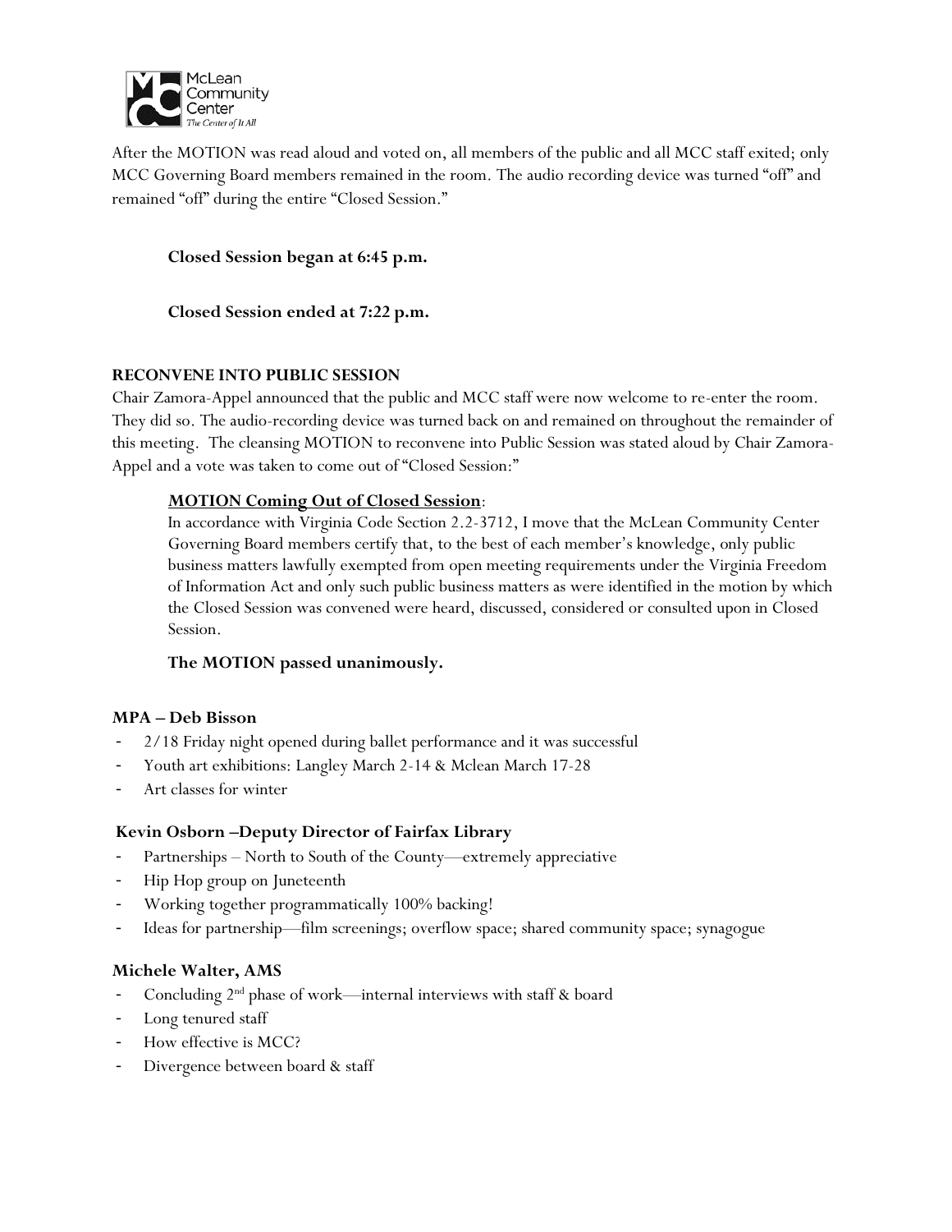After the MOTION was read aloud and voted on, all members of the public and all MCC staff exited; only MCC Governing Board members remained in the room. The audio recording device was turned "off" and remained "off" during the entire "Closed Session."

**Closed Session began at 6:45 p.m.**

**Closed Session ended at 7:22 p.m.**

**RECONVENE INTO PUBLIC SESSION**

Chair Zamora-Appel announced that the public and MCC staff were now welcome to re-enter the room. They did so. The audio-recording device was turned back on and remained on throughout the remainder of this meeting. The cleansing MOTION to reconvene into Public Session was stated aloud by Chair Zamora-Appel and a vote was taken to come out of "Closed Session:"

> **<u>MOTION Coming Out of Closed Session</u>**:
> In accordance with Virginia Code Section 2.2-3712, I move that the McLean Community Center Governing Board members certify that, to the best of each member's knowledge, only public business matters lawfully exempted from open meeting requirements under the Virginia Freedom of Information Act and only such public business matters as were identified in the motion by which the Closed Session was convened were heard, discussed, considered or consulted upon in Closed Session.
>
> **The MOTION passed unanimously.**

**MPA – Deb Bisson**

- 2/18 Friday night opened during ballet performance and it was successful
- Youth art exhibitions: Langley March 2-14 & Mclean March 17-28
- Art classes for winter

**Kevin Osborn –Deputy Director of Fairfax Library**

- Partnerships – North to South of the County—extremely appreciative
- Hip Hop group on Juneteenth
- Working together programmatically 100% backing!
- Ideas for partnership—film screenings; overflow space; shared community space; synagogue

**Michele Walter, AMS**

- Concluding 2nd phase of work—internal interviews with staff & board
- Long tenured staff
- How effective is MCC?
- Divergence between board & staff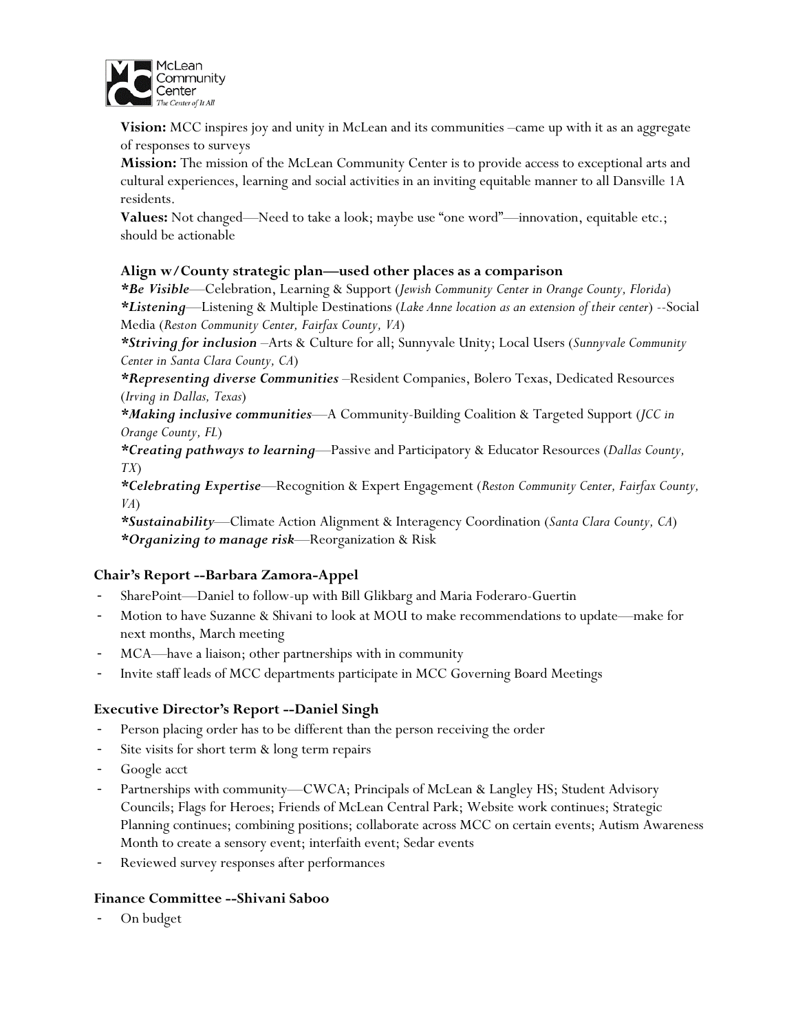**Vision:** MCC inspires joy and unity in McLean and its communities –came up with it as an aggregate of responses to surveys

**Mission:** The mission of the McLean Community Center is to provide access to exceptional arts and cultural experiences, learning and social activities in an inviting equitable manner to all Dansville 1A residents.

**Values:** Not changed—Need to take a look; maybe use "one word"—innovation, equitable etc.; should be actionable

**Align w/County strategic plan—used other places as a comparison**

***Be Visible***—Celebration, Learning & Support (*Jewish Community Center in Orange County, Florida*)

***Listening***—Listening & Multiple Destinations (*Lake Anne location as an extension of their center*) --Social Media (*Reston Community Center, Fairfax County, VA*)

***Striving for inclusion*** –Arts & Culture for all; Sunnyvale Unity; Local Users (*Sunnyvale Community Center in Santa Clara County, CA*)

***Representing diverse Communities*** –Resident Companies, Bolero Texas, Dedicated Resources (*Irving in Dallas, Texas*)

***Making inclusive communities***—A Community-Building Coalition & Targeted Support (*JCC in Orange County, FL*)

***Creating pathways to learning***—Passive and Participatory & Educator Resources (*Dallas County, TX*)

***Celebrating Expertise***—Recognition & Expert Engagement (*Reston Community Center, Fairfax County, VA*)

***Sustainability***—Climate Action Alignment & Interagency Coordination (*Santa Clara County, CA*)

***Organizing to manage risk***—Reorganization & Risk

## Chair's Report --Barbara Zamora-Appel

- SharePoint—Daniel to follow-up with Bill Glikbarg and Maria Foderaro-Guertin
- Motion to have Suzanne & Shivani to look at MOU to make recommendations to update—make for next months, March meeting
- MCA—have a liaison; other partnerships with in community
- Invite staff leads of MCC departments participate in MCC Governing Board Meetings

## Executive Director's Report --Daniel Singh

- Person placing order has to be different than the person receiving the order
- Site visits for short term & long term repairs
- Google acct
- Partnerships with community—CWCA; Principals of McLean & Langley HS; Student Advisory Councils; Flags for Heroes; Friends of McLean Central Park; Website work continues; Strategic Planning continues; combining positions; collaborate across MCC on certain events; Autism Awareness Month to create a sensory event; interfaith event; Sedar events
- Reviewed survey responses after performances

## Finance Committee --Shivani Saboo

- On budget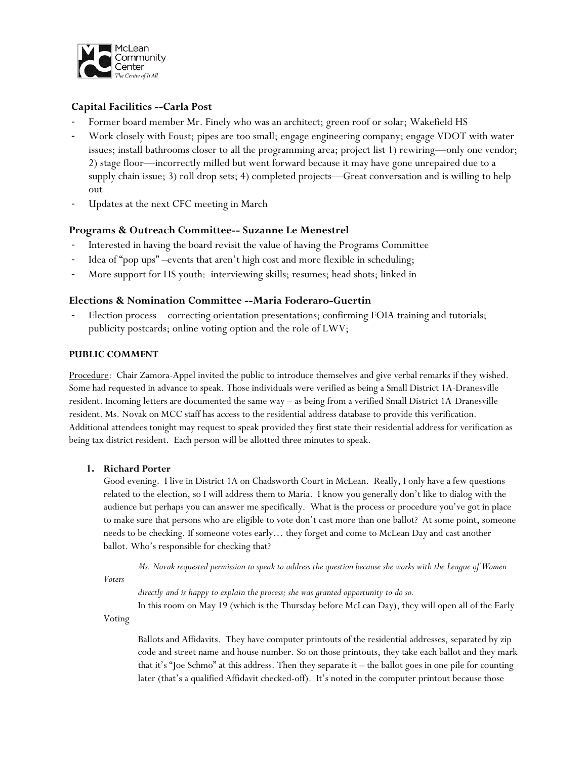### Capital Facilities --Carla Post

- Former board member Mr. Finely who was an architect; green roof or solar; Wakefield HS
- Work closely with Foust; pipes are too small; engage engineering company; engage VDOT with water issues; install bathrooms closer to all the programming area; project list 1) rewiring—only one vendor; 2) stage floor—incorrectly milled but went forward because it may have gone unrepaired due to a supply chain issue; 3) roll drop sets; 4) completed projects—Great conversation and is willing to help out
- Updates at the next CFC meeting in March

### Programs & Outreach Committee-- Suzanne Le Menestrel

- Interested in having the board revisit the value of having the Programs Committee
- Idea of "pop ups" –events that aren't high cost and more flexible in scheduling;
- More support for HS youth: interviewing skills; resumes; head shots; linked in

### Elections & Nomination Committee --Maria Foderaro-Guertin

- Election process—correcting orientation presentations; confirming FOIA training and tutorials; publicity postcards; online voting option and the role of LWV;

**PUBLIC COMMENT**

Procedure: Chair Zamora-Appel invited the public to introduce themselves and give verbal remarks if they wished. Some had requested in advance to speak. Those individuals were verified as being a Small District 1A-Dranesville resident. Incoming letters are documented the same way – as being from a verified Small District 1A-Dranesville resident. Ms. Novak on MCC staff has access to the residential address database to provide this verification. Additional attendees tonight may request to speak provided they first state their residential address for verification as being tax district resident. Each person will be allotted three minutes to speak.

1. **Richard Porter**
   Good evening. I live in District 1A on Chadsworth Court in McLean. Really, I only have a few questions related to the election, so I will address them to Maria. I know you generally don't like to dialog with the audience but perhaps you can answer me specifically. What is the process or procedure you've got in place to make sure that persons who are eligible to vote don't cast more than one ballot? At some point, someone needs to be checking. If someone votes early… they forget and come to McLean Day and cast another ballot. Who's responsible for checking that?

   *Ms. Novak requested permission to speak to address the question because she works with the League of Women Voters directly and is happy to explain the process; she was granted opportunity to do so.*

   In this room on May 19 (which is the Thursday before McLean Day), they will open all of the Early Voting Ballots and Affidavits. They have computer printouts of the residential addresses, separated by zip code and street name and house number. So on those printouts, they take each ballot and they mark that it's "Joe Schmo" at this address. Then they separate it – the ballot goes in one pile for counting later (that's a qualified Affidavit checked-off). It's noted in the computer printout because those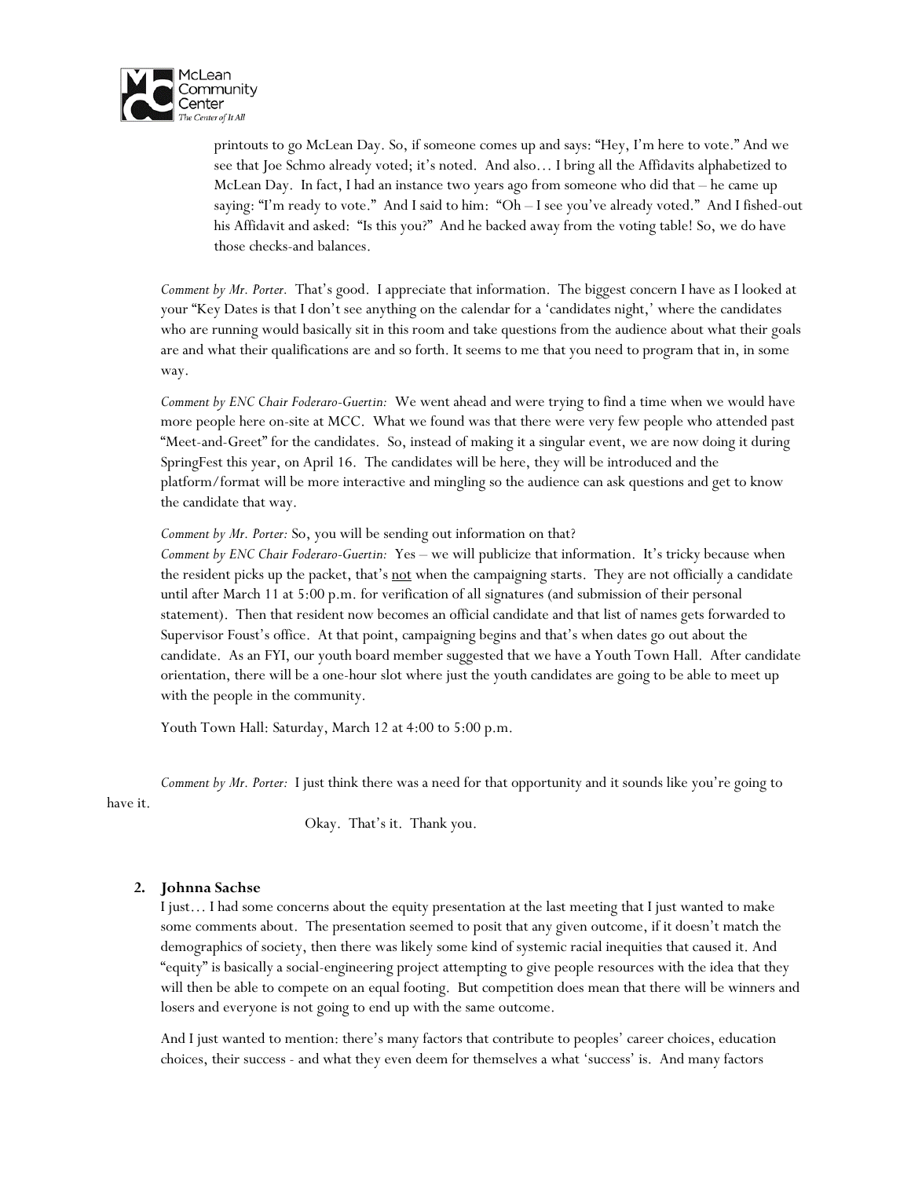printouts to go McLean Day. So, if someone comes up and says: "Hey, I'm here to vote." And we see that Joe Schmo already voted; it's noted. And also… I bring all the Affidavits alphabetized to McLean Day. In fact, I had an instance two years ago from someone who did that – he came up saying: "I'm ready to vote." And I said to him: "Oh – I see you've already voted." And I fished-out his Affidavit and asked: "Is this you?" And he backed away from the voting table! So, we do have those checks-and balances.

*Comment by Mr. Porter.* That's good. I appreciate that information. The biggest concern I have as I looked at your "Key Dates is that I don't see anything on the calendar for a 'candidates night,' where the candidates who are running would basically sit in this room and take questions from the audience about what their goals are and what their qualifications are and so forth. It seems to me that you need to program that in, in some way.

*Comment by ENC Chair Foderaro-Guertin:* We went ahead and were trying to find a time when we would have more people here on-site at MCC. What we found was that there were very few people who attended past "Meet-and-Greet" for the candidates. So, instead of making it a singular event, we are now doing it during SpringFest this year, on April 16. The candidates will be here, they will be introduced and the platform/format will be more interactive and mingling so the audience can ask questions and get to know the candidate that way.

*Comment by Mr. Porter:* So, you will be sending out information on that?

*Comment by ENC Chair Foderaro-Guertin:* Yes – we will publicize that information. It's tricky because when the resident picks up the packet, that's not when the campaigning starts. They are not officially a candidate until after March 11 at 5:00 p.m. for verification of all signatures (and submission of their personal statement). Then that resident now becomes an official candidate and that list of names gets forwarded to Supervisor Foust's office. At that point, campaigning begins and that's when dates go out about the candidate. As an FYI, our youth board member suggested that we have a Youth Town Hall. After candidate orientation, there will be a one-hour slot where just the youth candidates are going to be able to meet up with the people in the community.

Youth Town Hall: Saturday, March 12 at 4:00 to 5:00 p.m.

*Comment by Mr. Porter:* I just think there was a need for that opportunity and it sounds like you're going to have it.

Okay. That's it. Thank you.

2. **Johnna Sachse**

I just… I had some concerns about the equity presentation at the last meeting that I just wanted to make some comments about. The presentation seemed to posit that any given outcome, if it doesn't match the demographics of society, then there was likely some kind of systemic racial inequities that caused it. And "equity" is basically a social-engineering project attempting to give people resources with the idea that they will then be able to compete on an equal footing. But competition does mean that there will be winners and losers and everyone is not going to end up with the same outcome.

And I just wanted to mention: there's many factors that contribute to peoples' career choices, education choices, their success - and what they even deem for themselves a what 'success' is. And many factors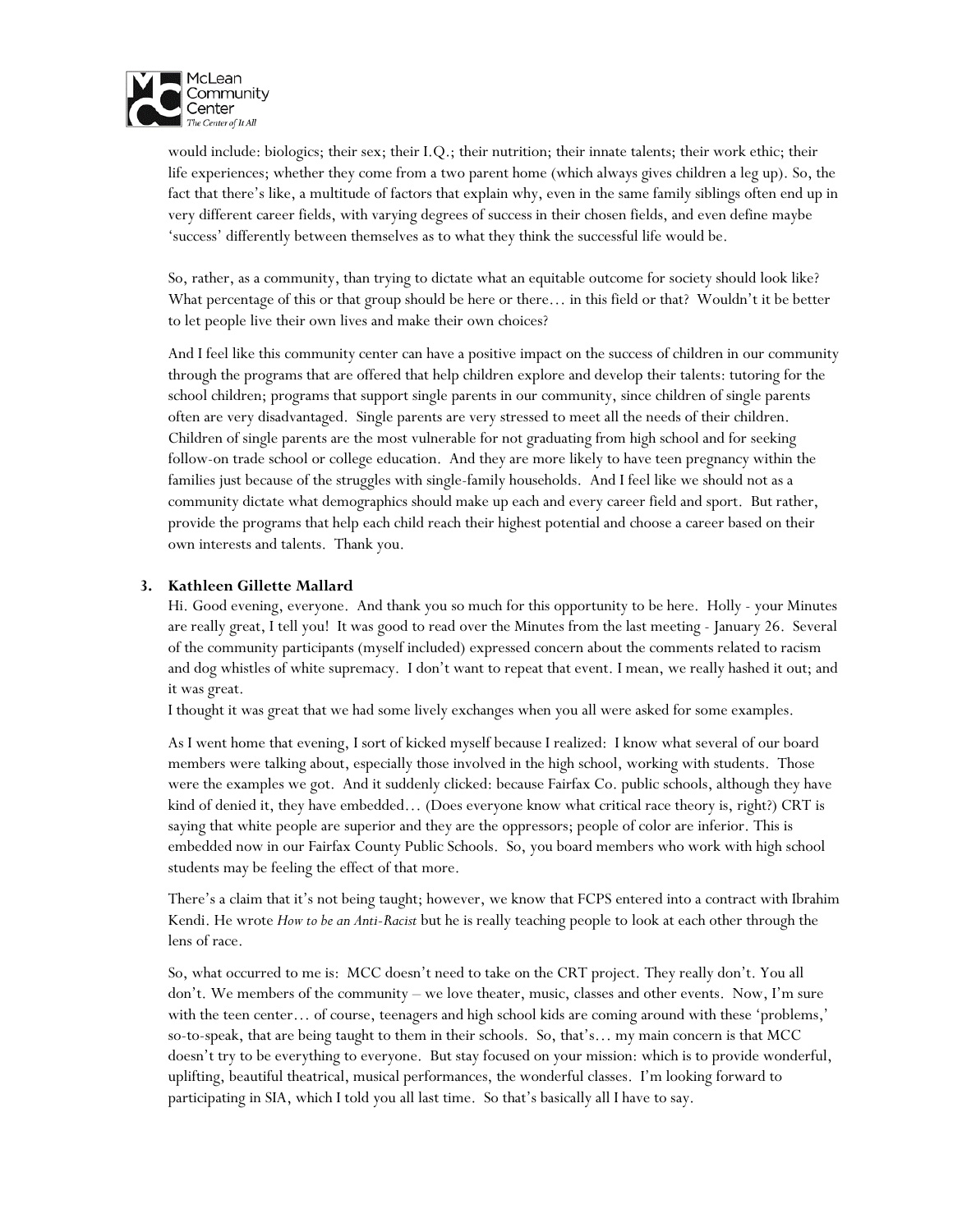would include: biologics; their sex; their I.Q.; their nutrition; their innate talents; their work ethic; their life experiences; whether they come from a two parent home (which always gives children a leg up). So, the fact that there's like, a multitude of factors that explain why, even in the same family siblings often end up in very different career fields, with varying degrees of success in their chosen fields, and even define maybe 'success' differently between themselves as to what they think the successful life would be.

So, rather, as a community, than trying to dictate what an equitable outcome for society should look like? What percentage of this or that group should be here or there… in this field or that? Wouldn't it be better to let people live their own lives and make their own choices?

And I feel like this community center can have a positive impact on the success of children in our community through the programs that are offered that help children explore and develop their talents: tutoring for the school children; programs that support single parents in our community, since children of single parents often are very disadvantaged. Single parents are very stressed to meet all the needs of their children. Children of single parents are the most vulnerable for not graduating from high school and for seeking follow-on trade school or college education. And they are more likely to have teen pregnancy within the families just because of the struggles with single-family households. And I feel like we should not as a community dictate what demographics should make up each and every career field and sport. But rather, provide the programs that help each child reach their highest potential and choose a career based on their own interests and talents. Thank you.

3. **Kathleen Gillette Mallard**

Hi. Good evening, everyone. And thank you so much for this opportunity to be here. Holly - your Minutes are really great, I tell you! It was good to read over the Minutes from the last meeting - January 26. Several of the community participants (myself included) expressed concern about the comments related to racism and dog whistles of white supremacy. I don't want to repeat that event. I mean, we really hashed it out; and it was great.
I thought it was great that we had some lively exchanges when you all were asked for some examples.

As I went home that evening, I sort of kicked myself because I realized: I know what several of our board members were talking about, especially those involved in the high school, working with students. Those were the examples we got. And it suddenly clicked: because Fairfax Co. public schools, although they have kind of denied it, they have embedded… (Does everyone know what critical race theory is, right?) CRT is saying that white people are superior and they are the oppressors; people of color are inferior. This is embedded now in our Fairfax County Public Schools. So, you board members who work with high school students may be feeling the effect of that more.

There's a claim that it's not being taught; however, we know that FCPS entered into a contract with Ibrahim Kendi. He wrote *How to be an Anti-Racist* but he is really teaching people to look at each other through the lens of race.

So, what occurred to me is: MCC doesn't need to take on the CRT project. They really don't. You all don't. We members of the community – we love theater, music, classes and other events. Now, I'm sure with the teen center… of course, teenagers and high school kids are coming around with these 'problems,' so-to-speak, that are being taught to them in their schools. So, that's… my main concern is that MCC doesn't try to be everything to everyone. But stay focused on your mission: which is to provide wonderful, uplifting, beautiful theatrical, musical performances, the wonderful classes. I'm looking forward to participating in SIA, which I told you all last time. So that's basically all I have to say.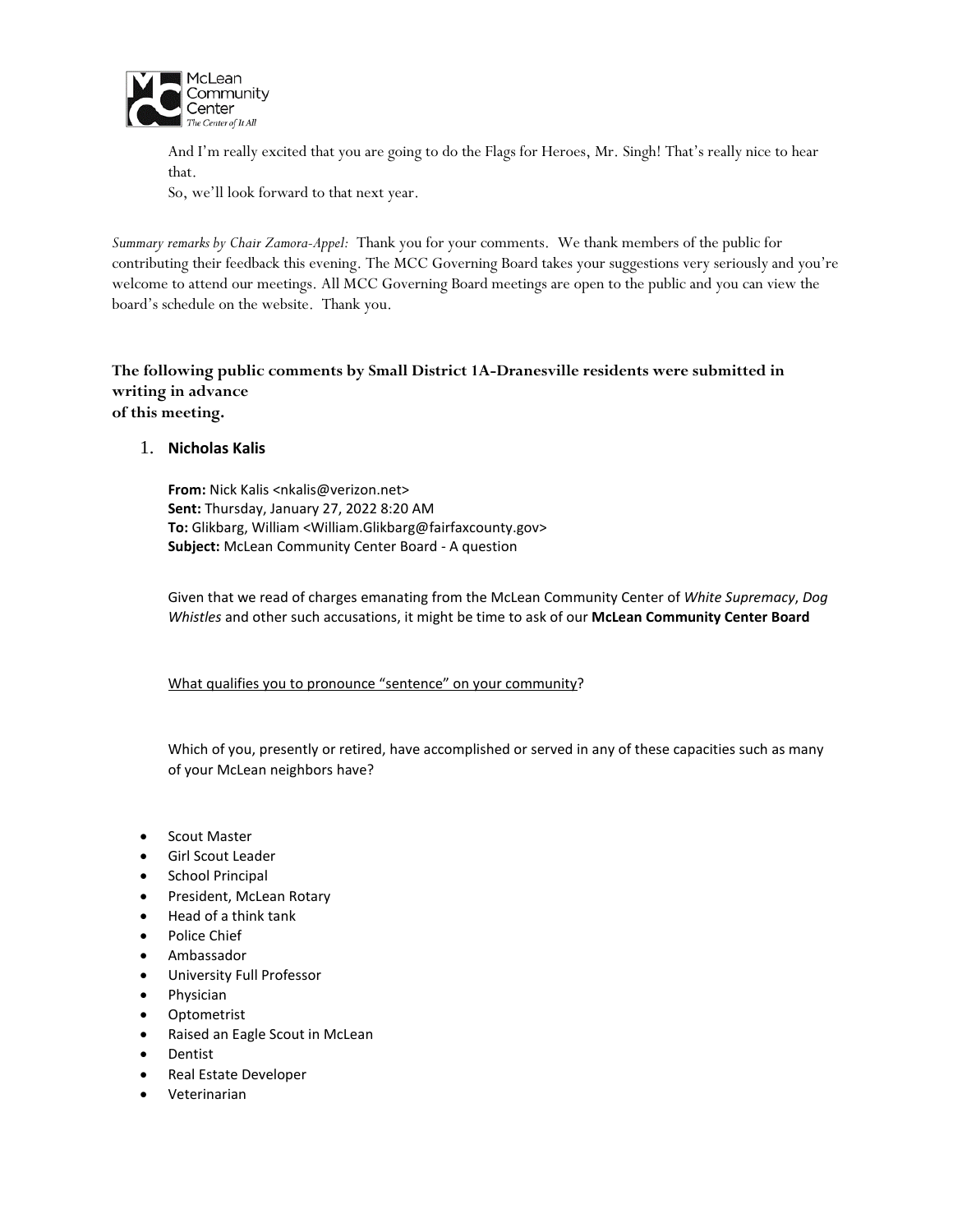And I'm really excited that you are going to do the Flags for Heroes, Mr. Singh! That's really nice to hear that.

So, we'll look forward to that next year.

*Summary remarks by Chair Zamora-Appel:* Thank you for your comments. We thank members of the public for contributing their feedback this evening. The MCC Governing Board takes your suggestions very seriously and you're welcome to attend our meetings. All MCC Governing Board meetings are open to the public and you can view the board's schedule on the website. Thank you.

**The following public comments by Small District 1A-Dranesville residents were submitted in writing in advance of this meeting.**

1. **Nicholas Kalis**

   **From:** Nick Kalis <nkalis@verizon.net>
   **Sent:** Thursday, January 27, 2022 8:20 AM
   **To:** Glikbarg, William <William.Glikbarg@fairfaxcounty.gov>
   **Subject:** McLean Community Center Board - A question

   Given that we read of charges emanating from the McLean Community Center of *White Supremacy*, *Dog Whistles* and other such accusations, it might be time to ask of our **McLean Community Center Board**

   <u>What qualifies you to pronounce "sentence" on your community</u>?

   Which of you, presently or retired, have accomplished or served in any of these capacities such as many of your McLean neighbors have?

- Scout Master
- Girl Scout Leader
- School Principal
- President, McLean Rotary
- Head of a think tank
- Police Chief
- Ambassador
- University Full Professor
- Physician
- Optometrist
- Raised an Eagle Scout in McLean
- Dentist
- Real Estate Developer
- Veterinarian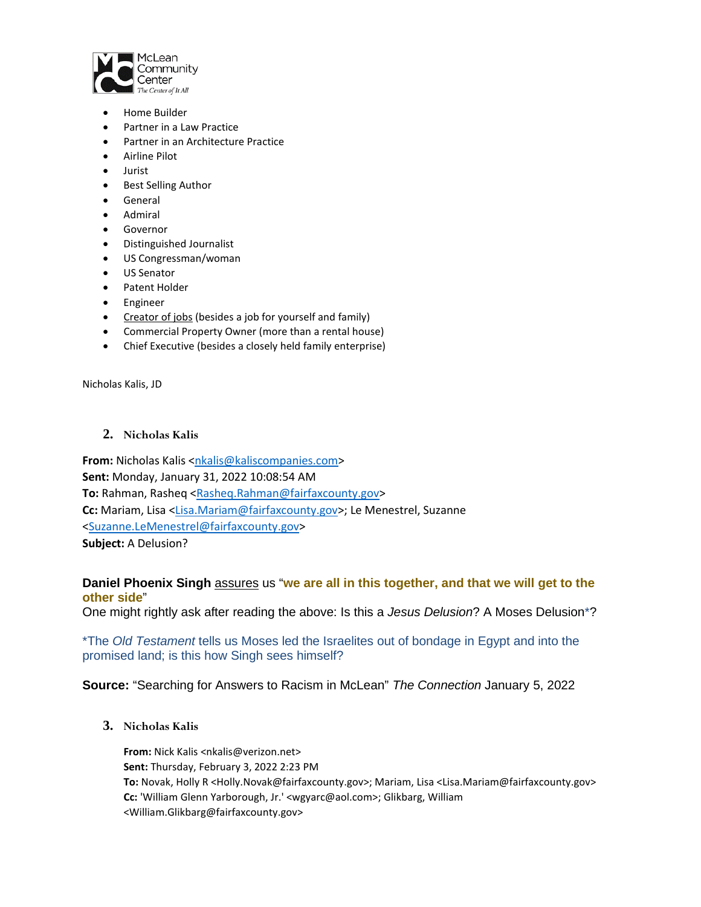McLean Community Center
*The Center of It All*

- Home Builder
- Partner in a Law Practice
- Partner in an Architecture Practice
- Airline Pilot
- Jurist
- Best Selling Author
- General
- Admiral
- Governor
- Distinguished Journalist
- US Congressman/woman
- US Senator
- Patent Holder
- Engineer
- Creator of jobs (besides a job for yourself and family)
- Commercial Property Owner (more than a rental house)
- Chief Executive (besides a closely held family enterprise)

Nicholas Kalis, JD

## 2. Nicholas Kalis

**From:** Nicholas Kalis <nkalis@kaliscompanies.com>
**Sent:** Monday, January 31, 2022 10:08:54 AM
**To:** Rahman, Rasheq <Rasheq.Rahman@fairfaxcounty.gov>
**Cc:** Mariam, Lisa <Lisa.Mariam@fairfaxcounty.gov>; Le Menestrel, Suzanne <Suzanne.LeMenestrel@fairfaxcounty.gov>
**Subject:** A Delusion?

**Daniel Phoenix Singh** assures us "**we are all in this together, and that we will get to the other side**"
One might rightly ask after reading the above: Is this a *Jesus Delusion*? A Moses Delusion*?

*The *Old Testament* tells us Moses led the Israelites out of bondage in Egypt and into the promised land; is this how Singh sees himself?

**Source:** "Searching for Answers to Racism in McLean" *The Connection* January 5, 2022

## 3. Nicholas Kalis

**From:** Nick Kalis <nkalis@verizon.net>
**Sent:** Thursday, February 3, 2022 2:23 PM
**To:** Novak, Holly R <Holly.Novak@fairfaxcounty.gov>; Mariam, Lisa <Lisa.Mariam@fairfaxcounty.gov>
**Cc:** 'William Glenn Yarborough, Jr.' <wgyarc@aol.com>; Glikbarg, William <William.Glikbarg@fairfaxcounty.gov>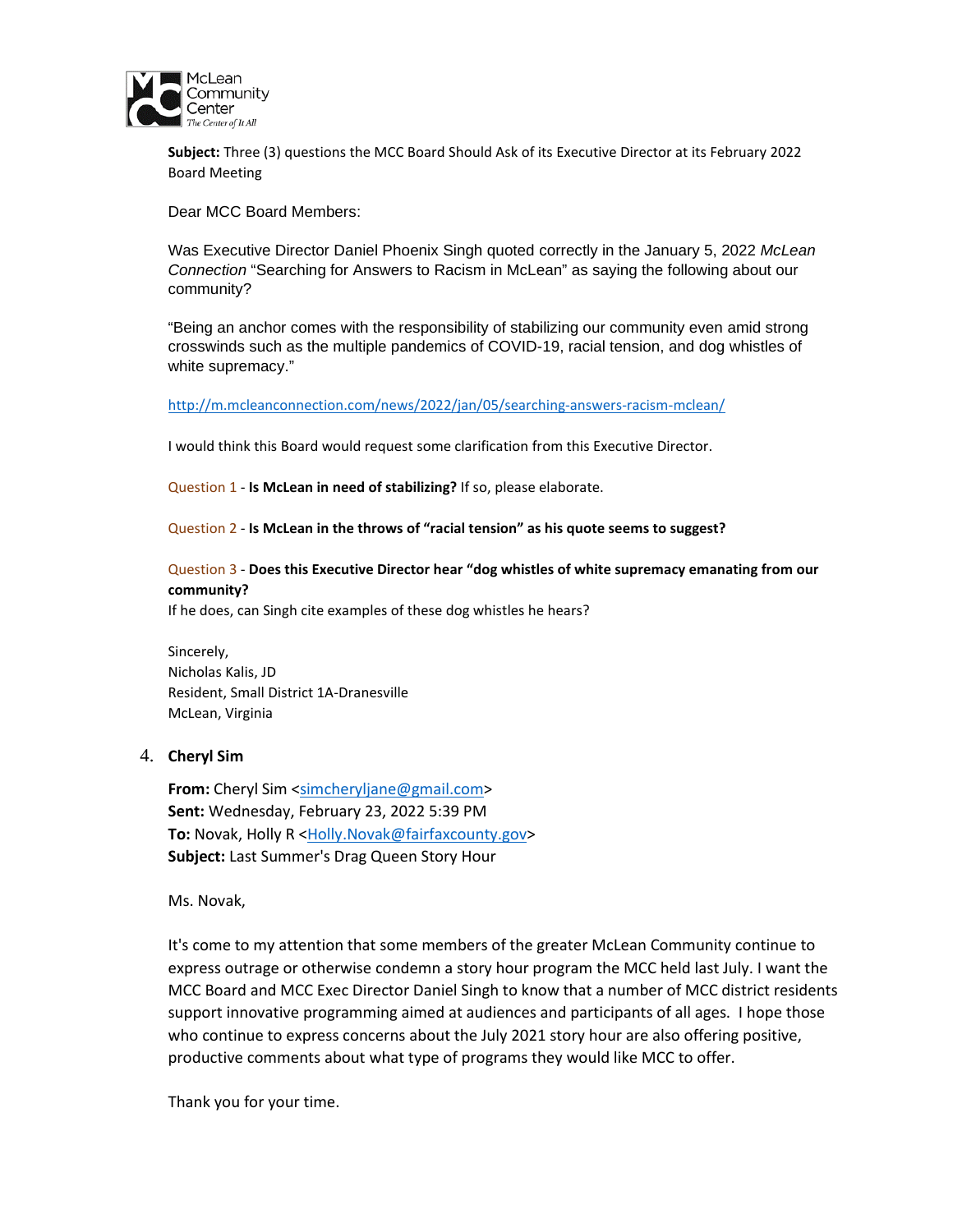McLean Community Center
*The Center of It All*

**Subject:** Three (3) questions the MCC Board Should Ask of its Executive Director at its February 2022 Board Meeting

Dear MCC Board Members:

Was Executive Director Daniel Phoenix Singh quoted correctly in the January 5, 2022 *McLean Connection* "Searching for Answers to Racism in McLean" as saying the following about our community?

"Being an anchor comes with the responsibility of stabilizing our community even amid strong crosswinds such as the multiple pandemics of COVID-19, racial tension, and dog whistles of white supremacy."

http://m.mcleanconnection.com/news/2022/jan/05/searching-answers-racism-mclean/

I would think this Board would request some clarification from this Executive Director.

Question 1 - **Is McLean in need of stabilizing?** If so, please elaborate.

Question 2 - **Is McLean in the throws of "racial tension" as his quote seems to suggest?**

Question 3 - **Does this Executive Director hear "dog whistles of white supremacy emanating from our community?**
If he does, can Singh cite examples of these dog whistles he hears?

Sincerely,
Nicholas Kalis, JD
Resident, Small District 1A-Dranesville
McLean, Virginia

4. **Cheryl Sim**

**From:** Cheryl Sim <simcheryljane@gmail.com>
**Sent:** Wednesday, February 23, 2022 5:39 PM
**To:** Novak, Holly R <Holly.Novak@fairfaxcounty.gov>
**Subject:** Last Summer's Drag Queen Story Hour

Ms. Novak,

It's come to my attention that some members of the greater McLean Community continue to express outrage or otherwise condemn a story hour program the MCC held last July. I want the MCC Board and MCC Exec Director Daniel Singh to know that a number of MCC district residents support innovative programming aimed at audiences and participants of all ages. I hope those who continue to express concerns about the July 2021 story hour are also offering positive, productive comments about what type of programs they would like MCC to offer.

Thank you for your time.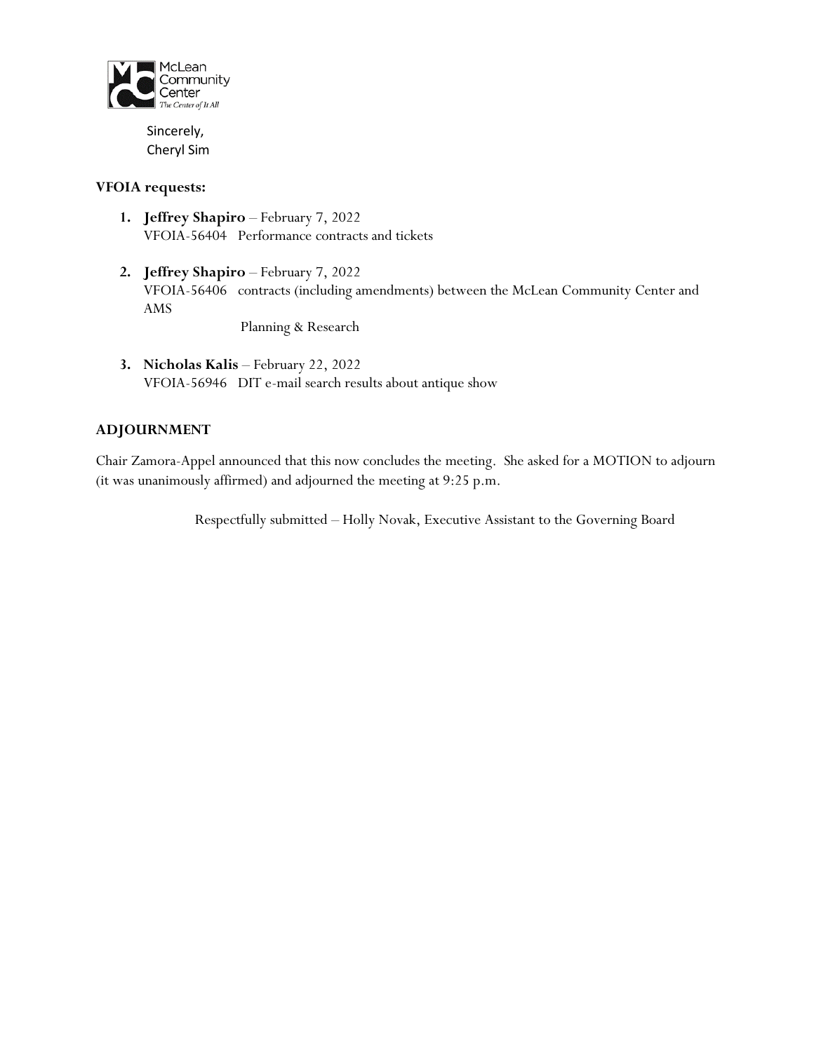McLean Community Center
The Center of It All

Sincerely,
Cheryl Sim

**VFOIA requests:**

1. **Jeffrey Shapiro** – February 7, 2022
   VFOIA-56404 Performance contracts and tickets

2. **Jeffrey Shapiro** – February 7, 2022
   VFOIA-56406 contracts (including amendments) between the McLean Community Center and AMS
   Planning & Research

3. **Nicholas Kalis** – February 22, 2022
   VFOIA-56946 DIT e-mail search results about antique show

## ADJOURNMENT

Chair Zamora-Appel announced that this now concludes the meeting. She asked for a MOTION to adjourn (it was unanimously affirmed) and adjourned the meeting at 9:25 p.m.

Respectfully submitted – Holly Novak, Executive Assistant to the Governing Board